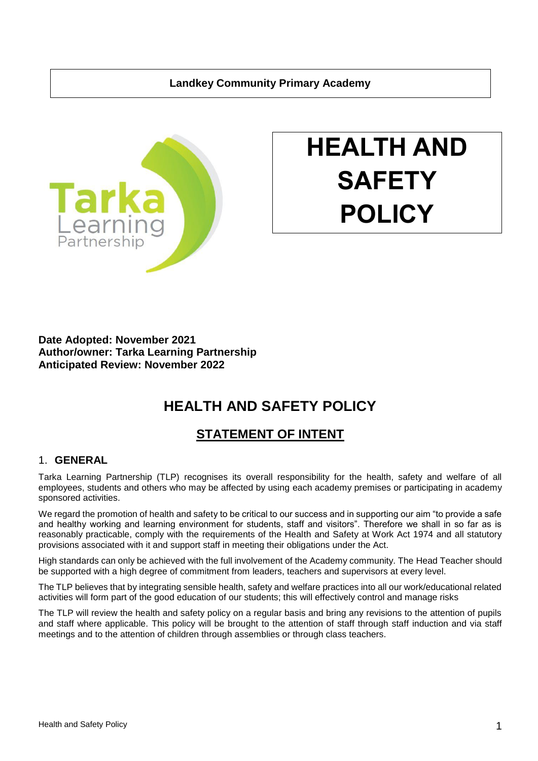**Landkey Community Primary Academy**

# HEALTH AND SAFETY POLICY

**Date Adopted: November 2021**
**Author/owner: Tarka Learning Partnership**
**Anticipated Review: November 2022**

# HEALTH AND SAFETY POLICY

## STATEMENT OF INTENT

### 1. GENERAL

Tarka Learning Partnership (TLP) recognises its overall responsibility for the health, safety and welfare of all employees, students and others who may be affected by using each academy premises or participating in academy sponsored activities.

We regard the promotion of health and safety to be critical to our success and in supporting our aim "to provide a safe and healthy working and learning environment for students, staff and visitors". Therefore we shall in so far as is reasonably practicable, comply with the requirements of the Health and Safety at Work Act 1974 and all statutory provisions associated with it and support staff in meeting their obligations under the Act.

High standards can only be achieved with the full involvement of the Academy community. The Head Teacher should be supported with a high degree of commitment from leaders, teachers and supervisors at every level.

The TLP believes that by integrating sensible health, safety and welfare practices into all our work/educational related activities will form part of the good education of our students; this will effectively control and manage risks

The TLP will review the health and safety policy on a regular basis and bring any revisions to the attention of pupils and staff where applicable. This policy will be brought to the attention of staff through staff induction and via staff meetings and to the attention of children through assemblies or through class teachers.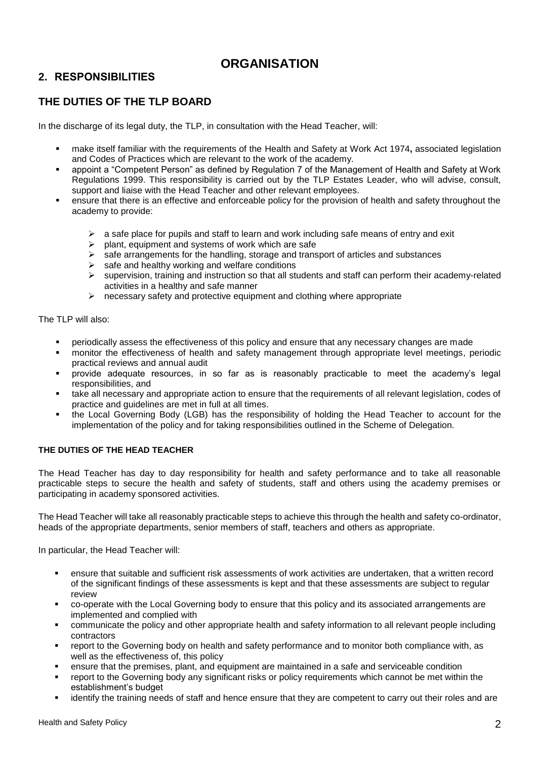# ORGANISATION

## 2. RESPONSIBILITIES

## THE DUTIES OF THE TLP BOARD

In the discharge of its legal duty, the TLP, in consultation with the Head Teacher, will:

- make itself familiar with the requirements of the Health and Safety at Work Act 1974**,** associated legislation and Codes of Practices which are relevant to the work of the academy.
- appoint a "Competent Person" as defined by Regulation 7 of the Management of Health and Safety at Work Regulations 1999. This responsibility is carried out by the TLP Estates Leader, who will advise, consult, support and liaise with the Head Teacher and other relevant employees.
- ensure that there is an effective and enforceable policy for the provision of health and safety throughout the academy to provide:
    - a safe place for pupils and staff to learn and work including safe means of entry and exit
    - plant, equipment and systems of work which are safe
    - safe arrangements for the handling, storage and transport of articles and substances
    - safe and healthy working and welfare conditions
    - supervision, training and instruction so that all students and staff can perform their academy-related activities in a healthy and safe manner
    - necessary safety and protective equipment and clothing where appropriate

The TLP will also:

- periodically assess the effectiveness of this policy and ensure that any necessary changes are made
- monitor the effectiveness of health and safety management through appropriate level meetings, periodic practical reviews and annual audit
- provide adequate resources, in so far as is reasonably practicable to meet the academy's legal responsibilities, and
- take all necessary and appropriate action to ensure that the requirements of all relevant legislation, codes of practice and guidelines are met in full at all times.
- the Local Governing Body (LGB) has the responsibility of holding the Head Teacher to account for the implementation of the policy and for taking responsibilities outlined in the Scheme of Delegation.

### THE DUTIES OF THE HEAD TEACHER

The Head Teacher has day to day responsibility for health and safety performance and to take all reasonable practicable steps to secure the health and safety of students, staff and others using the academy premises or participating in academy sponsored activities.

The Head Teacher will take all reasonably practicable steps to achieve this through the health and safety co-ordinator, heads of the appropriate departments, senior members of staff, teachers and others as appropriate.

In particular, the Head Teacher will:

- ensure that suitable and sufficient risk assessments of work activities are undertaken, that a written record of the significant findings of these assessments is kept and that these assessments are subject to regular review
- co-operate with the Local Governing body to ensure that this policy and its associated arrangements are implemented and complied with
- communicate the policy and other appropriate health and safety information to all relevant people including contractors
- report to the Governing body on health and safety performance and to monitor both compliance with, as well as the effectiveness of, this policy
- ensure that the premises, plant, and equipment are maintained in a safe and serviceable condition
- report to the Governing body any significant risks or policy requirements which cannot be met within the establishment's budget
- identify the training needs of staff and hence ensure that they are competent to carry out their roles and are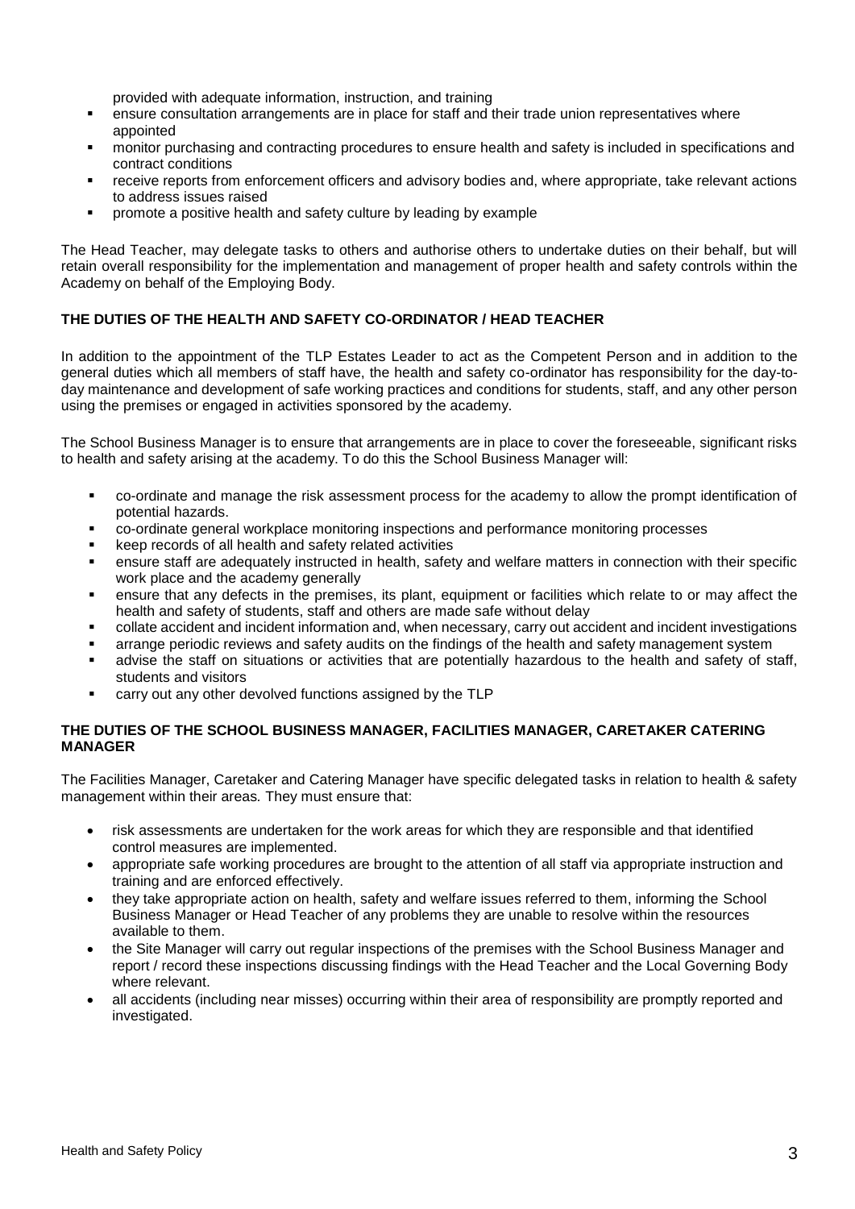provided with adequate information, instruction, and training

- ensure consultation arrangements are in place for staff and their trade union representatives where appointed
- monitor purchasing and contracting procedures to ensure health and safety is included in specifications and contract conditions
- receive reports from enforcement officers and advisory bodies and, where appropriate, take relevant actions to address issues raised
- promote a positive health and safety culture by leading by example

The Head Teacher, may delegate tasks to others and authorise others to undertake duties on their behalf, but will retain overall responsibility for the implementation and management of proper health and safety controls within the Academy on behalf of the Employing Body.

**THE DUTIES OF THE HEALTH AND SAFETY CO-ORDINATOR / HEAD TEACHER**

In addition to the appointment of the TLP Estates Leader to act as the Competent Person and in addition to the general duties which all members of staff have, the health and safety co-ordinator has responsibility for the day-to-day maintenance and development of safe working practices and conditions for students, staff, and any other person using the premises or engaged in activities sponsored by the academy.

The School Business Manager is to ensure that arrangements are in place to cover the foreseeable, significant risks to health and safety arising at the academy. To do this the School Business Manager will:

- co-ordinate and manage the risk assessment process for the academy to allow the prompt identification of potential hazards.
- co-ordinate general workplace monitoring inspections and performance monitoring processes
- keep records of all health and safety related activities
- ensure staff are adequately instructed in health, safety and welfare matters in connection with their specific work place and the academy generally
- ensure that any defects in the premises, its plant, equipment or facilities which relate to or may affect the health and safety of students, staff and others are made safe without delay
- collate accident and incident information and, when necessary, carry out accident and incident investigations
- arrange periodic reviews and safety audits on the findings of the health and safety management system
- advise the staff on situations or activities that are potentially hazardous to the health and safety of staff, students and visitors
- carry out any other devolved functions assigned by the TLP

**THE DUTIES OF THE SCHOOL BUSINESS MANAGER, FACILITIES MANAGER, CARETAKER CATERING MANAGER**

The Facilities Manager, Caretaker and Catering Manager have specific delegated tasks in relation to health & safety management within their areas. They must ensure that:

- risk assessments are undertaken for the work areas for which they are responsible and that identified control measures are implemented.
- appropriate safe working procedures are brought to the attention of all staff via appropriate instruction and training and are enforced effectively.
- they take appropriate action on health, safety and welfare issues referred to them, informing the School Business Manager or Head Teacher of any problems they are unable to resolve within the resources available to them.
- the Site Manager will carry out regular inspections of the premises with the School Business Manager and report / record these inspections discussing findings with the Head Teacher and the Local Governing Body where relevant.
- all accidents (including near misses) occurring within their area of responsibility are promptly reported and investigated.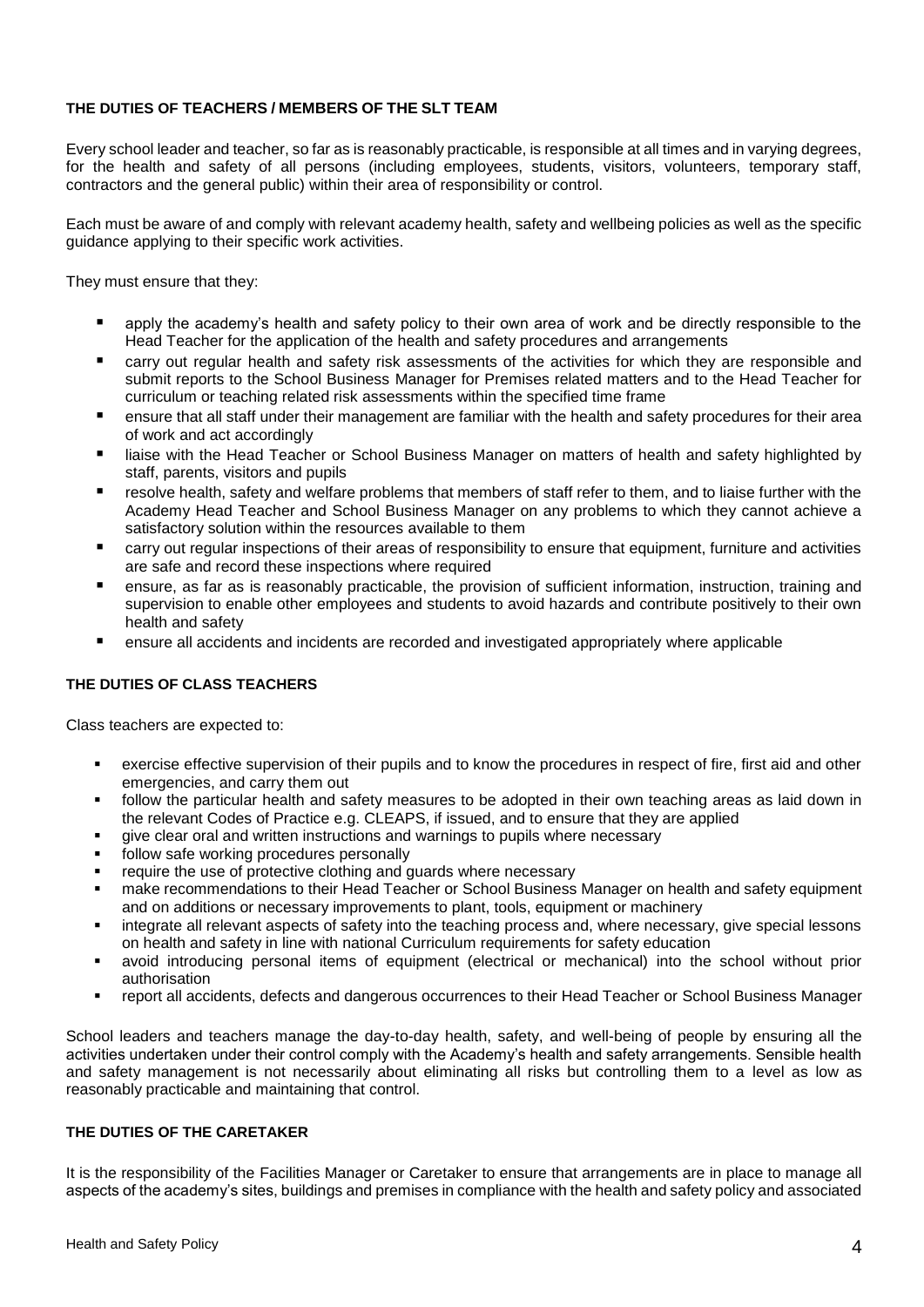**THE DUTIES OF TEACHERS / MEMBERS OF THE SLT TEAM**

Every school leader and teacher, so far as is reasonably practicable, is responsible at all times and in varying degrees, for the health and safety of all persons (including employees, students, visitors, volunteers, temporary staff, contractors and the general public) within their area of responsibility or control.

Each must be aware of and comply with relevant academy health, safety and wellbeing policies as well as the specific guidance applying to their specific work activities.

They must ensure that they:

- apply the academy's health and safety policy to their own area of work and be directly responsible to the Head Teacher for the application of the health and safety procedures and arrangements
- carry out regular health and safety risk assessments of the activities for which they are responsible and submit reports to the School Business Manager for Premises related matters and to the Head Teacher for curriculum or teaching related risk assessments within the specified time frame
- ensure that all staff under their management are familiar with the health and safety procedures for their area of work and act accordingly
- liaise with the Head Teacher or School Business Manager on matters of health and safety highlighted by staff, parents, visitors and pupils
- resolve health, safety and welfare problems that members of staff refer to them, and to liaise further with the Academy Head Teacher and School Business Manager on any problems to which they cannot achieve a satisfactory solution within the resources available to them
- carry out regular inspections of their areas of responsibility to ensure that equipment, furniture and activities are safe and record these inspections where required
- ensure, as far as is reasonably practicable, the provision of sufficient information, instruction, training and supervision to enable other employees and students to avoid hazards and contribute positively to their own health and safety
- ensure all accidents and incidents are recorded and investigated appropriately where applicable

**THE DUTIES OF CLASS TEACHERS**

Class teachers are expected to:

- exercise effective supervision of their pupils and to know the procedures in respect of fire, first aid and other emergencies, and carry them out
- follow the particular health and safety measures to be adopted in their own teaching areas as laid down in the relevant Codes of Practice e.g. CLEAPS, if issued, and to ensure that they are applied
- give clear oral and written instructions and warnings to pupils where necessary
- follow safe working procedures personally
- require the use of protective clothing and guards where necessary
- make recommendations to their Head Teacher or School Business Manager on health and safety equipment and on additions or necessary improvements to plant, tools, equipment or machinery
- integrate all relevant aspects of safety into the teaching process and, where necessary, give special lessons on health and safety in line with national Curriculum requirements for safety education
- avoid introducing personal items of equipment (electrical or mechanical) into the school without prior authorisation
- report all accidents, defects and dangerous occurrences to their Head Teacher or School Business Manager

School leaders and teachers manage the day-to-day health, safety, and well-being of people by ensuring all the activities undertaken under their control comply with the Academy's health and safety arrangements. Sensible health and safety management is not necessarily about eliminating all risks but controlling them to a level as low as reasonably practicable and maintaining that control.

**THE DUTIES OF THE CARETAKER**

It is the responsibility of the Facilities Manager or Caretaker to ensure that arrangements are in place to manage all aspects of the academy's sites, buildings and premises in compliance with the health and safety policy and associated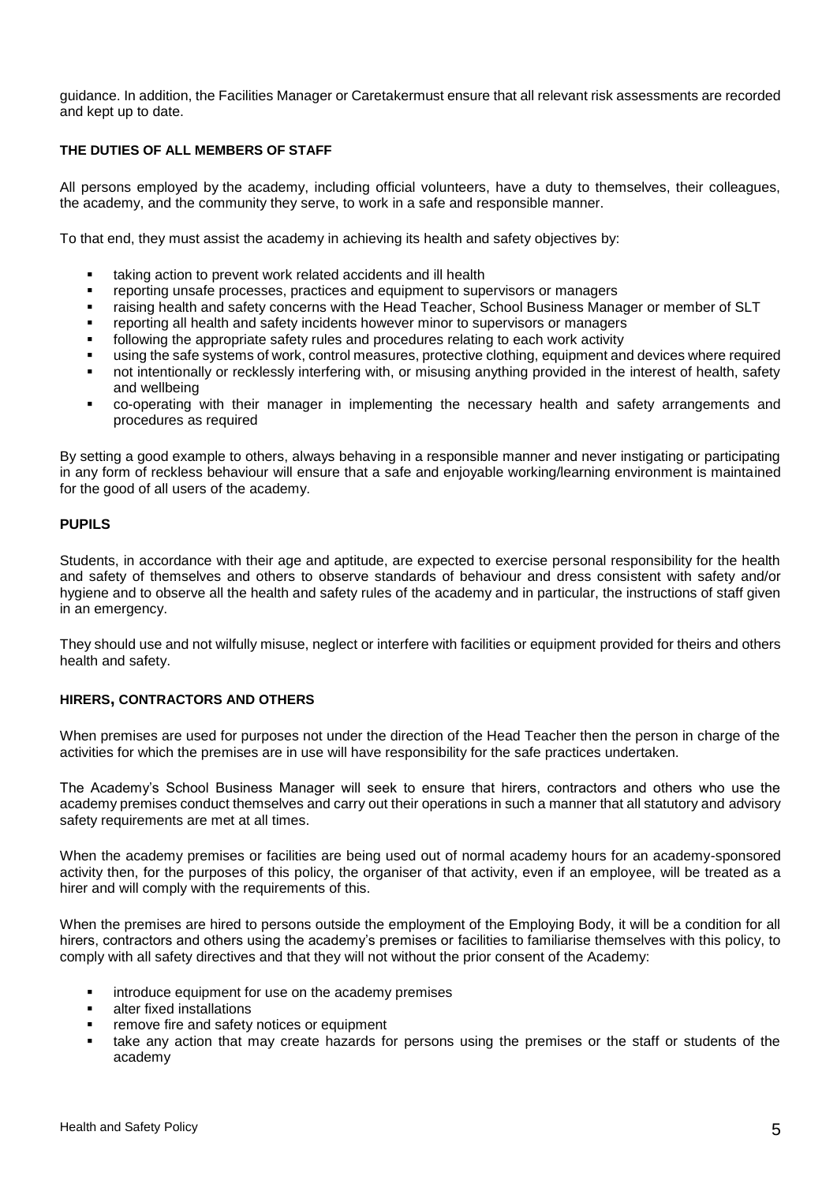guidance. In addition, the Facilities Manager or Caretakermust ensure that all relevant risk assessments are recorded and kept up to date.

**THE DUTIES OF ALL MEMBERS OF STAFF**

All persons employed by the academy, including official volunteers, have a duty to themselves, their colleagues, the academy, and the community they serve, to work in a safe and responsible manner.

To that end, they must assist the academy in achieving its health and safety objectives by:

- taking action to prevent work related accidents and ill health
- reporting unsafe processes, practices and equipment to supervisors or managers
- raising health and safety concerns with the Head Teacher, School Business Manager or member of SLT
- reporting all health and safety incidents however minor to supervisors or managers
- following the appropriate safety rules and procedures relating to each work activity
- using the safe systems of work, control measures, protective clothing, equipment and devices where required
- not intentionally or recklessly interfering with, or misusing anything provided in the interest of health, safety and wellbeing
- co-operating with their manager in implementing the necessary health and safety arrangements and procedures as required

By setting a good example to others, always behaving in a responsible manner and never instigating or participating in any form of reckless behaviour will ensure that a safe and enjoyable working/learning environment is maintained for the good of all users of the academy.

**PUPILS**

Students, in accordance with their age and aptitude, are expected to exercise personal responsibility for the health and safety of themselves and others to observe standards of behaviour and dress consistent with safety and/or hygiene and to observe all the health and safety rules of the academy and in particular, the instructions of staff given in an emergency.

They should use and not wilfully misuse, neglect or interfere with facilities or equipment provided for theirs and others health and safety.

**HIRERS, CONTRACTORS AND OTHERS**

When premises are used for purposes not under the direction of the Head Teacher then the person in charge of the activities for which the premises are in use will have responsibility for the safe practices undertaken.

The Academy's School Business Manager will seek to ensure that hirers, contractors and others who use the academy premises conduct themselves and carry out their operations in such a manner that all statutory and advisory safety requirements are met at all times.

When the academy premises or facilities are being used out of normal academy hours for an academy-sponsored activity then, for the purposes of this policy, the organiser of that activity, even if an employee, will be treated as a hirer and will comply with the requirements of this.

When the premises are hired to persons outside the employment of the Employing Body, it will be a condition for all hirers, contractors and others using the academy's premises or facilities to familiarise themselves with this policy, to comply with all safety directives and that they will not without the prior consent of the Academy:

- introduce equipment for use on the academy premises
- alter fixed installations
- remove fire and safety notices or equipment
- take any action that may create hazards for persons using the premises or the staff or students of the academy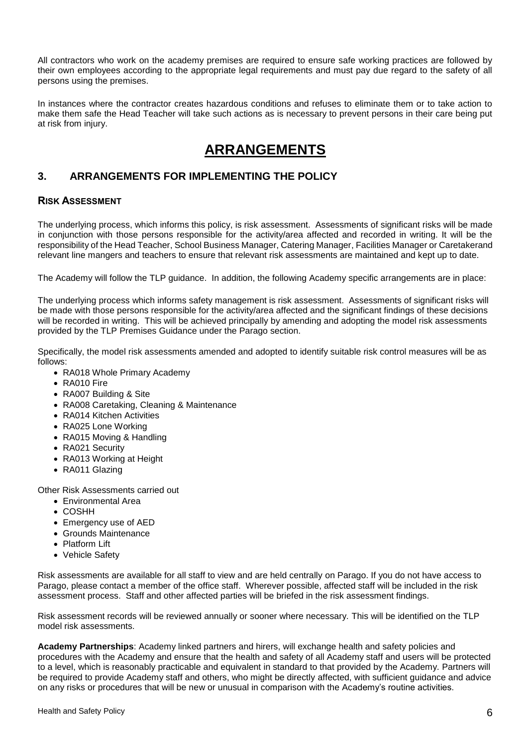All contractors who work on the academy premises are required to ensure safe working practices are followed by their own employees according to the appropriate legal requirements and must pay due regard to the safety of all persons using the premises.

In instances where the contractor creates hazardous conditions and refuses to eliminate them or to take action to make them safe the Head Teacher will take such actions as is necessary to prevent persons in their care being put at risk from injury.

# ARRANGEMENTS

## 3. ARRANGEMENTS FOR IMPLEMENTING THE POLICY

### RISK ASSESSMENT

The underlying process, which informs this policy, is risk assessment. Assessments of significant risks will be made in conjunction with those persons responsible for the activity/area affected and recorded in writing. It will be the responsibility of the Head Teacher, School Business Manager, Catering Manager, Facilities Manager or Caretakerand relevant line mangers and teachers to ensure that relevant risk assessments are maintained and kept up to date.

The Academy will follow the TLP guidance. In addition, the following Academy specific arrangements are in place:

The underlying process which informs safety management is risk assessment. Assessments of significant risks will be made with those persons responsible for the activity/area affected and the significant findings of these decisions will be recorded in writing. This will be achieved principally by amending and adopting the model risk assessments provided by the TLP Premises Guidance under the Parago section.

Specifically, the model risk assessments amended and adopted to identify suitable risk control measures will be as follows:

- RA018 Whole Primary Academy
- RA010 Fire
- RA007 Building & Site
- RA008 Caretaking, Cleaning & Maintenance
- RA014 Kitchen Activities
- RA025 Lone Working
- RA015 Moving & Handling
- RA021 Security
- RA013 Working at Height
- RA011 Glazing

Other Risk Assessments carried out

- Environmental Area
- COSHH
- Emergency use of AED
- Grounds Maintenance
- Platform Lift
- Vehicle Safety

Risk assessments are available for all staff to view and are held centrally on Parago. If you do not have access to Parago, please contact a member of the office staff. Wherever possible, affected staff will be included in the risk assessment process. Staff and other affected parties will be briefed in the risk assessment findings.

Risk assessment records will be reviewed annually or sooner where necessary. This will be identified on the TLP model risk assessments.

**Academy Partnerships**: Academy linked partners and hirers, will exchange health and safety policies and procedures with the Academy and ensure that the health and safety of all Academy staff and users will be protected to a level, which is reasonably practicable and equivalent in standard to that provided by the Academy. Partners will be required to provide Academy staff and others, who might be directly affected, with sufficient guidance and advice on any risks or procedures that will be new or unusual in comparison with the Academy's routine activities.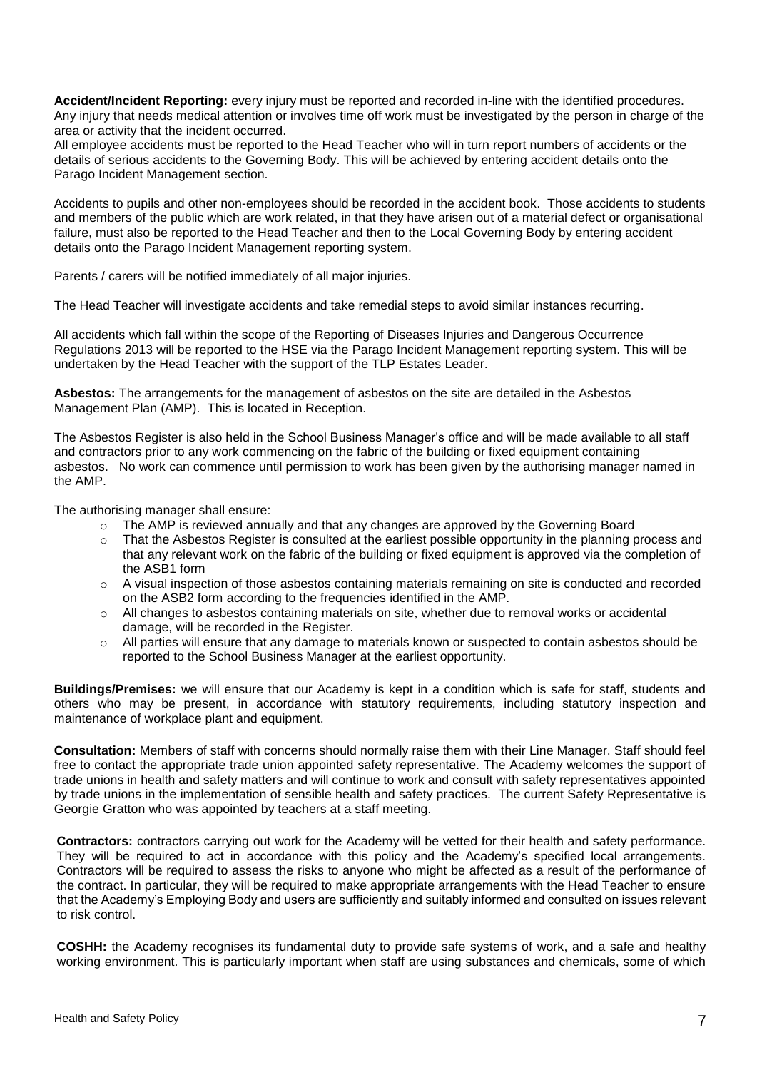**Accident/Incident Reporting:** every injury must be reported and recorded in-line with the identified procedures. Any injury that needs medical attention or involves time off work must be investigated by the person in charge of the area or activity that the incident occurred.

All employee accidents must be reported to the Head Teacher who will in turn report numbers of accidents or the details of serious accidents to the Governing Body. This will be achieved by entering accident details onto the Parago Incident Management section.

Accidents to pupils and other non-employees should be recorded in the accident book. Those accidents to students and members of the public which are work related, in that they have arisen out of a material defect or organisational failure, must also be reported to the Head Teacher and then to the Local Governing Body by entering accident details onto the Parago Incident Management reporting system.

Parents / carers will be notified immediately of all major injuries.

The Head Teacher will investigate accidents and take remedial steps to avoid similar instances recurring.

All accidents which fall within the scope of the Reporting of Diseases Injuries and Dangerous Occurrence Regulations 2013 will be reported to the HSE via the Parago Incident Management reporting system. This will be undertaken by the Head Teacher with the support of the TLP Estates Leader.

**Asbestos:** The arrangements for the management of asbestos on the site are detailed in the Asbestos Management Plan (AMP). This is located in Reception.

The Asbestos Register is also held in the School Business Manager's office and will be made available to all staff and contractors prior to any work commencing on the fabric of the building or fixed equipment containing asbestos. No work can commence until permission to work has been given by the authorising manager named in the AMP.

The authorising manager shall ensure:

- The AMP is reviewed annually and that any changes are approved by the Governing Board
- That the Asbestos Register is consulted at the earliest possible opportunity in the planning process and that any relevant work on the fabric of the building or fixed equipment is approved via the completion of the ASB1 form
- A visual inspection of those asbestos containing materials remaining on site is conducted and recorded on the ASB2 form according to the frequencies identified in the AMP.
- All changes to asbestos containing materials on site, whether due to removal works or accidental damage, will be recorded in the Register.
- All parties will ensure that any damage to materials known or suspected to contain asbestos should be reported to the School Business Manager at the earliest opportunity.

**Buildings/Premises:** we will ensure that our Academy is kept in a condition which is safe for staff, students and others who may be present, in accordance with statutory requirements, including statutory inspection and maintenance of workplace plant and equipment.

**Consultation:** Members of staff with concerns should normally raise them with their Line Manager. Staff should feel free to contact the appropriate trade union appointed safety representative. The Academy welcomes the support of trade unions in health and safety matters and will continue to work and consult with safety representatives appointed by trade unions in the implementation of sensible health and safety practices. The current Safety Representative is Georgie Gratton who was appointed by teachers at a staff meeting.

**Contractors:** contractors carrying out work for the Academy will be vetted for their health and safety performance. They will be required to act in accordance with this policy and the Academy's specified local arrangements. Contractors will be required to assess the risks to anyone who might be affected as a result of the performance of the contract. In particular, they will be required to make appropriate arrangements with the Head Teacher to ensure that the Academy's Employing Body and users are sufficiently and suitably informed and consulted on issues relevant to risk control.

**COSHH:** the Academy recognises its fundamental duty to provide safe systems of work, and a safe and healthy working environment. This is particularly important when staff are using substances and chemicals, some of which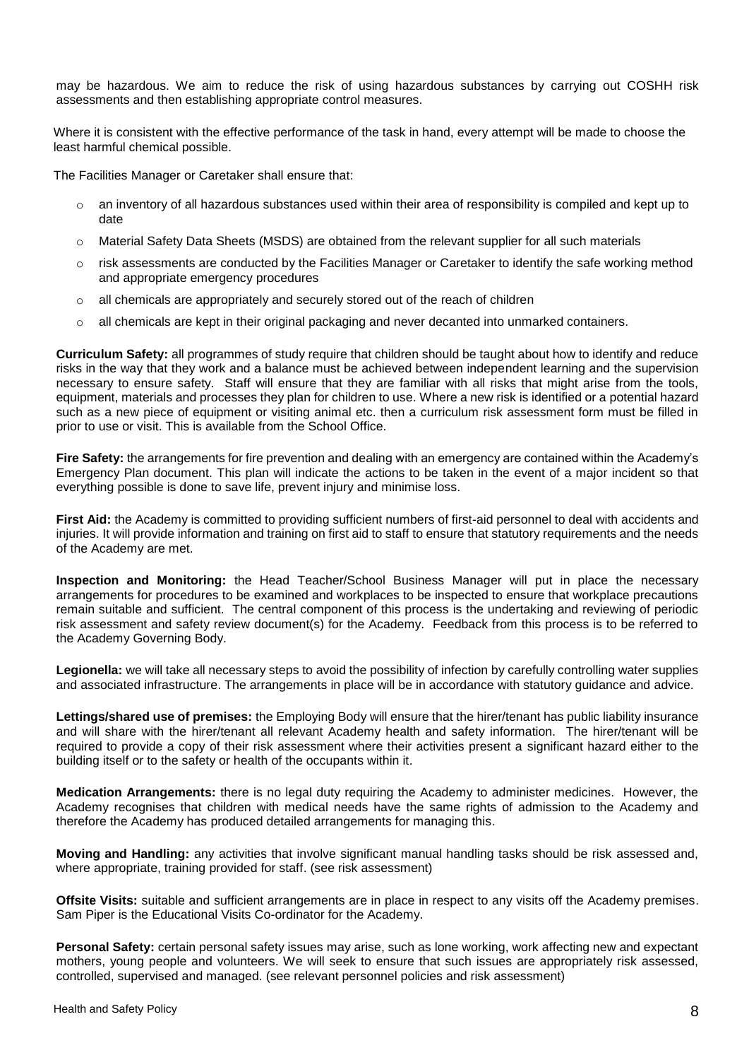may be hazardous. We aim to reduce the risk of using hazardous substances by carrying out COSHH risk assessments and then establishing appropriate control measures.

Where it is consistent with the effective performance of the task in hand, every attempt will be made to choose the least harmful chemical possible.

The Facilities Manager or Caretaker shall ensure that:

- an inventory of all hazardous substances used within their area of responsibility is compiled and kept up to date
- Material Safety Data Sheets (MSDS) are obtained from the relevant supplier for all such materials
- risk assessments are conducted by the Facilities Manager or Caretaker to identify the safe working method and appropriate emergency procedures
- all chemicals are appropriately and securely stored out of the reach of children
- all chemicals are kept in their original packaging and never decanted into unmarked containers.

**Curriculum Safety:** all programmes of study require that children should be taught about how to identify and reduce risks in the way that they work and a balance must be achieved between independent learning and the supervision necessary to ensure safety. Staff will ensure that they are familiar with all risks that might arise from the tools, equipment, materials and processes they plan for children to use. Where a new risk is identified or a potential hazard such as a new piece of equipment or visiting animal etc. then a curriculum risk assessment form must be filled in prior to use or visit. This is available from the School Office.

**Fire Safety:** the arrangements for fire prevention and dealing with an emergency are contained within the Academy's Emergency Plan document. This plan will indicate the actions to be taken in the event of a major incident so that everything possible is done to save life, prevent injury and minimise loss.

**First Aid:** the Academy is committed to providing sufficient numbers of first-aid personnel to deal with accidents and injuries. It will provide information and training on first aid to staff to ensure that statutory requirements and the needs of the Academy are met.

**Inspection and Monitoring:** the Head Teacher/School Business Manager will put in place the necessary arrangements for procedures to be examined and workplaces to be inspected to ensure that workplace precautions remain suitable and sufficient. The central component of this process is the undertaking and reviewing of periodic risk assessment and safety review document(s) for the Academy. Feedback from this process is to be referred to the Academy Governing Body.

**Legionella:** we will take all necessary steps to avoid the possibility of infection by carefully controlling water supplies and associated infrastructure. The arrangements in place will be in accordance with statutory guidance and advice.

**Lettings/shared use of premises:** the Employing Body will ensure that the hirer/tenant has public liability insurance and will share with the hirer/tenant all relevant Academy health and safety information. The hirer/tenant will be required to provide a copy of their risk assessment where their activities present a significant hazard either to the building itself or to the safety or health of the occupants within it.

**Medication Arrangements:** there is no legal duty requiring the Academy to administer medicines. However, the Academy recognises that children with medical needs have the same rights of admission to the Academy and therefore the Academy has produced detailed arrangements for managing this.

**Moving and Handling:** any activities that involve significant manual handling tasks should be risk assessed and, where appropriate, training provided for staff. (see risk assessment)

**Offsite Visits:** suitable and sufficient arrangements are in place in respect to any visits off the Academy premises. Sam Piper is the Educational Visits Co-ordinator for the Academy.

**Personal Safety:** certain personal safety issues may arise, such as lone working, work affecting new and expectant mothers, young people and volunteers. We will seek to ensure that such issues are appropriately risk assessed, controlled, supervised and managed. (see relevant personnel policies and risk assessment)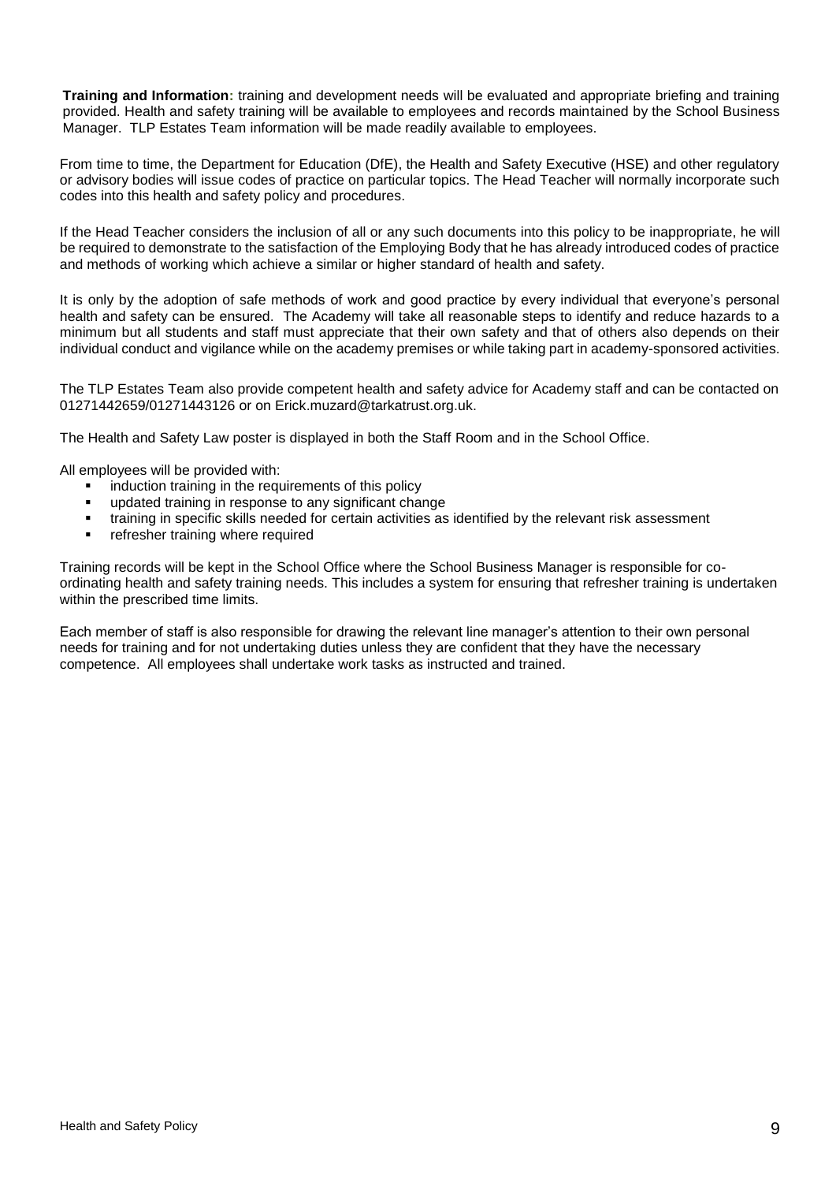**Training and Information:** training and development needs will be evaluated and appropriate briefing and training provided. Health and safety training will be available to employees and records maintained by the School Business Manager. TLP Estates Team information will be made readily available to employees.

From time to time, the Department for Education (DfE), the Health and Safety Executive (HSE) and other regulatory or advisory bodies will issue codes of practice on particular topics. The Head Teacher will normally incorporate such codes into this health and safety policy and procedures.

If the Head Teacher considers the inclusion of all or any such documents into this policy to be inappropriate, he will be required to demonstrate to the satisfaction of the Employing Body that he has already introduced codes of practice and methods of working which achieve a similar or higher standard of health and safety.

It is only by the adoption of safe methods of work and good practice by every individual that everyone's personal health and safety can be ensured. The Academy will take all reasonable steps to identify and reduce hazards to a minimum but all students and staff must appreciate that their own safety and that of others also depends on their individual conduct and vigilance while on the academy premises or while taking part in academy-sponsored activities.

The TLP Estates Team also provide competent health and safety advice for Academy staff and can be contacted on 01271442659/01271443126 or on Erick.muzard@tarkatrust.org.uk.

The Health and Safety Law poster is displayed in both the Staff Room and in the School Office.

All employees will be provided with:

- induction training in the requirements of this policy
- updated training in response to any significant change
- training in specific skills needed for certain activities as identified by the relevant risk assessment
- refresher training where required

Training records will be kept in the School Office where the School Business Manager is responsible for co-ordinating health and safety training needs. This includes a system for ensuring that refresher training is undertaken within the prescribed time limits.

Each member of staff is also responsible for drawing the relevant line manager's attention to their own personal needs for training and for not undertaking duties unless they are confident that they have the necessary competence. All employees shall undertake work tasks as instructed and trained.